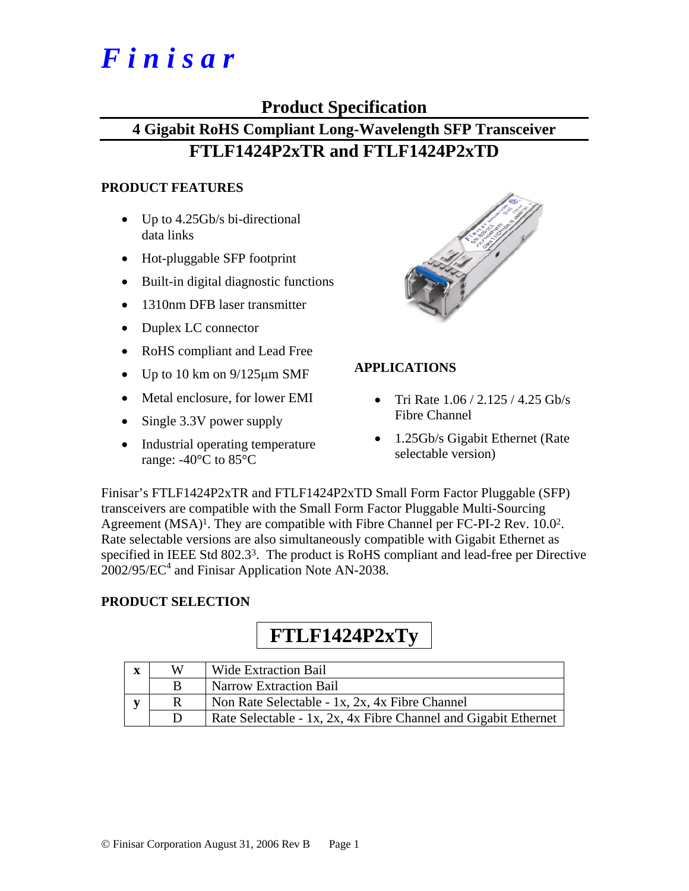# *Finisar*

## Product Specification

### 4 Gigabit RoHS Compliant Long-Wavelength SFP Transceiver

### FTLF1424P2xTR and FTLF1424P2xTD

**PRODUCT FEATURES**

- Up to 4.25Gb/s bi-directional data links
- Hot-pluggable SFP footprint
- Built-in digital diagnostic functions
- 1310nm DFB laser transmitter
- Duplex LC connector
- RoHS compliant and Lead Free
- Up to 10 km on 9/125μm SMF
- Metal enclosure, for lower EMI
- Single 3.3V power supply
- Industrial operating temperature range: -40°C to 85°C

**APPLICATIONS**

- Tri Rate 1.06 / 2.125 / 4.25 Gb/s Fibre Channel
- 1.25Gb/s Gigabit Ethernet (Rate selectable version)

Finisar's FTLF1424P2xTR and FTLF1424P2xTD Small Form Factor Pluggable (SFP) transceivers are compatible with the Small Form Factor Pluggable Multi-Sourcing Agreement (MSA)[1]. They are compatible with Fibre Channel per FC-PI-2 Rev. 10.0[2]. Rate selectable versions are also simultaneously compatible with Gigabit Ethernet as specified in IEEE Std 802.3[3]. The product is RoHS compliant and lead-free per Directive 2002/95/EC[4] and Finisar Application Note AN-2038.

**PRODUCT SELECTION**

**FTLF1424P2xTy**

| | | |
|---|---|---|
| **x** | W | Wide Extraction Bail |
| | B | Narrow Extraction Bail |
| **y** | R | Non Rate Selectable - 1x, 2x, 4x Fibre Channel |
| | D | Rate Selectable - 1x, 2x, 4x Fibre Channel and Gigabit Ethernet |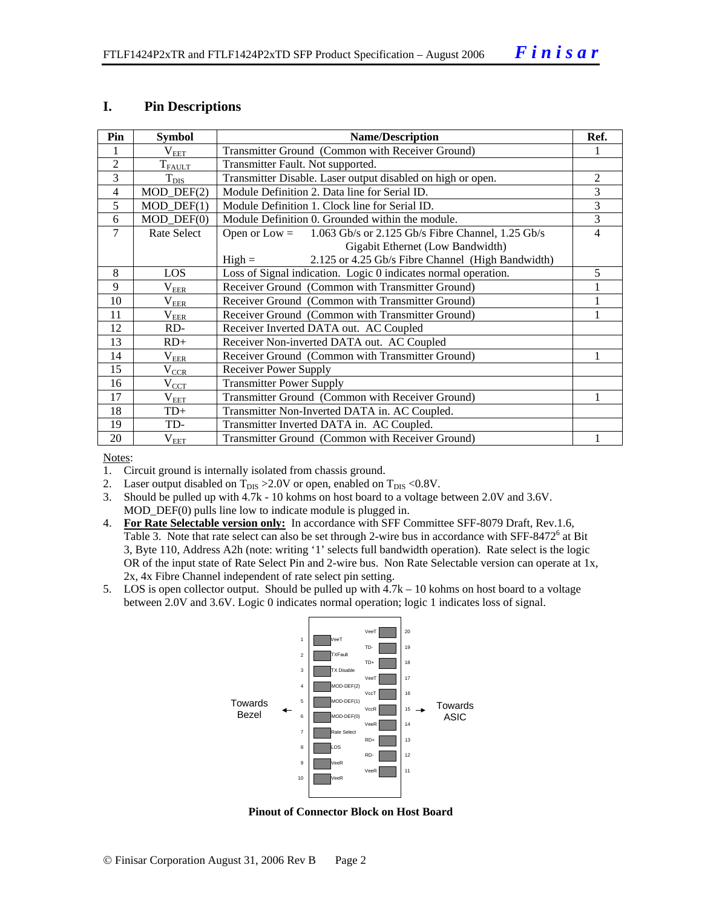## I. Pin Descriptions

| Pin | Symbol | Name/Description | Ref. |
|---|---|---|---|
| 1 | $V_{EET}$ | Transmitter Ground (Common with Receiver Ground) | 1 |
| 2 | $T_{FAULT}$ | Transmitter Fault. Not supported. | |
| 3 | $T_{DIS}$ | Transmitter Disable. Laser output disabled on high or open. | 2 |
| 4 | MOD_DEF(2) | Module Definition 2. Data line for Serial ID. | 3 |
| 5 | MOD_DEF(1) | Module Definition 1. Clock line for Serial ID. | 3 |
| 6 | MOD_DEF(0) | Module Definition 0. Grounded within the module. | 3 |
| 7 | Rate Select | Open or Low = 1.063 Gb/s or 2.125 Gb/s Fibre Channel, 1.25 Gb/s Gigabit Ethernet (Low Bandwidth)<br>High = 2.125 or 4.25 Gb/s Fibre Channel (High Bandwidth) | 4 |
| 8 | LOS | Loss of Signal indication. Logic 0 indicates normal operation. | 5 |
| 9 | $V_{EER}$ | Receiver Ground (Common with Transmitter Ground) | 1 |
| 10 | $V_{EER}$ | Receiver Ground (Common with Transmitter Ground) | 1 |
| 11 | $V_{EER}$ | Receiver Ground (Common with Transmitter Ground) | 1 |
| 12 | RD- | Receiver Inverted DATA out. AC Coupled | |
| 13 | RD+ | Receiver Non-inverted DATA out. AC Coupled | |
| 14 | $V_{EER}$ | Receiver Ground (Common with Transmitter Ground) | 1 |
| 15 | $V_{CCR}$ | Receiver Power Supply | |
| 16 | $V_{CCT}$ | Transmitter Power Supply | |
| 17 | $V_{EET}$ | Transmitter Ground (Common with Receiver Ground) | 1 |
| 18 | TD+ | Transmitter Non-Inverted DATA in. AC Coupled. | |
| 19 | TD- | Transmitter Inverted DATA in. AC Coupled. | |
| 20 | $V_{EET}$ | Transmitter Ground (Common with Receiver Ground) | 1 |

Notes:

1. Circuit ground is internally isolated from chassis ground.
2. Laser output disabled on $T_{DIS}$ >2.0V or open, enabled on $T_{DIS}$ <0.8V.
3. Should be pulled up with 4.7k - 10 kohms on host board to a voltage between 2.0V and 3.6V. MOD_DEF(0) pulls line low to indicate module is plugged in.
4. **For Rate Selectable version only:** In accordance with SFF Committee SFF-8079 Draft, Rev.1.6, Table 3. Note that rate select can also be set through 2-wire bus in accordance with SFF-8472[6] at Bit 3, Byte 110, Address A2h (note: writing '1' selects full bandwidth operation). Rate select is the logic OR of the input state of Rate Select Pin and 2-wire bus. Non Rate Selectable version can operate at 1x, 2x, 4x Fibre Channel independent of rate select pin setting.
5. LOS is open collector output. Should be pulled up with 4.7k – 10 kohms on host board to a voltage between 2.0V and 3.6V. Logic 0 indicates normal operation; logic 1 indicates loss of signal.

| Pin | Signal | | Pin | Signal |
|---|---|---|---|---|
| 1 | VeeT | | 20 | VeeT |
| 2 | TXFault | | 19 | TD- |
| 3 | TX Disable | | 18 | TD+ |
| 4 | MOD-DEF(2) | | 17 | VeeT |
| 5 | MOD-DEF(1) | | 16 | VccT |
| 6 | MOD-DEF(0) | | 15 | VccR |
| 7 | Rate Select | | 14 | VeeR |
| 8 | LOS | | 13 | RD+ |
| 9 | VeeR | | 12 | RD- |
| 10 | VeeR | | 11 | VeeR |

Towards Bezel ← → Towards ASIC

**Pinout of Connector Block on Host Board**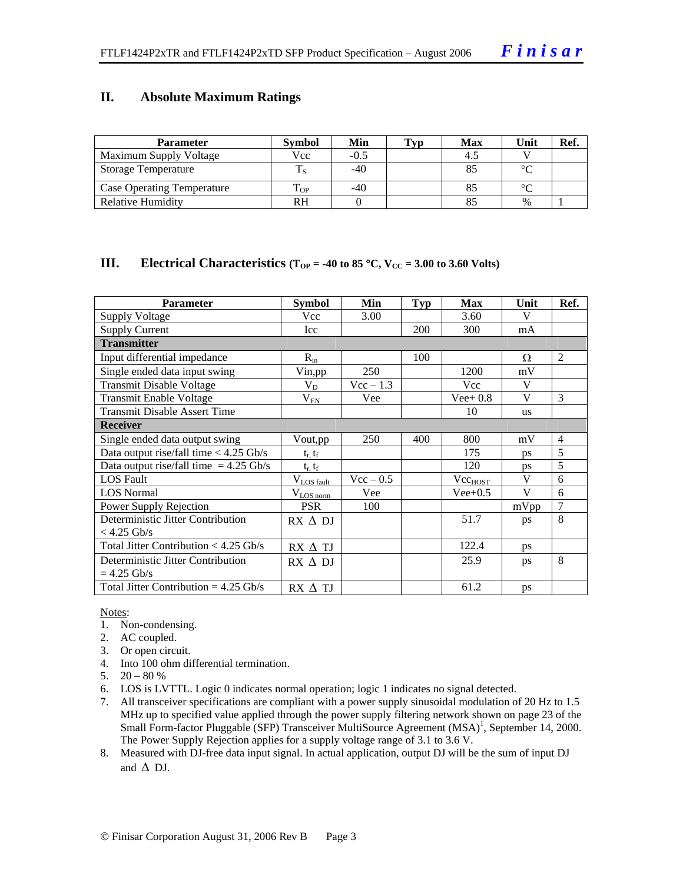## II. Absolute Maximum Ratings

| Parameter | Symbol | Min | Typ | Max | Unit | Ref. |
|---|---|---|---|---|---|---|
| Maximum Supply Voltage | Vcc | -0.5 | | 4.5 | V | |
| Storage Temperature | $T_S$ | -40 | | 85 | °C | |
| Case Operating Temperature | $T_{OP}$ | -40 | | 85 | °C | |
| Relative Humidity | RH | 0 | | 85 | % | 1 |

## III. Electrical Characteristics ($T_{OP}$ = -40 to 85 °C, $V_{CC}$ = 3.00 to 3.60 Volts)

| Parameter | Symbol | Min | Typ | Max | Unit | Ref. |
|---|---|---|---|---|---|---|
| Supply Voltage | Vcc | 3.00 | | 3.60 | V | |
| Supply Current | Icc | | 200 | 300 | mA | |
| **Transmitter** | | | | | | |
| Input differential impedance | $R_{in}$ | | 100 | | Ω | 2 |
| Single ended data input swing | Vin,pp | 250 | | 1200 | mV | |
| Transmit Disable Voltage | $V_D$ | Vcc – 1.3 | | Vcc | V | |
| Transmit Enable Voltage | $V_{EN}$ | Vee | | Vee+ 0.8 | V | 3 |
| Transmit Disable Assert Time | | | | 10 | us | |
| **Receiver** | | | | | | |
| Single ended data output swing | Vout,pp | 250 | 400 | 800 | mV | 4 |
| Data output rise/fall time < 4.25 Gb/s | $t_r, t_f$ | | | 175 | ps | 5 |
| Data output rise/fall time = 4.25 Gb/s | $t_r, t_f$ | | | 120 | ps | 5 |
| LOS Fault | $V_{LOS\ fault}$ | Vcc – 0.5 | | $Vcc_{HOST}$ | V | 6 |
| LOS Normal | $V_{LOS\ norm}$ | Vee | | Vee+0.5 | V | 6 |
| Power Supply Rejection | PSR | 100 | | | mVpp | 7 |
| Deterministic Jitter Contribution < 4.25 Gb/s | RX Δ DJ | | | 51.7 | ps | 8 |
| Total Jitter Contribution < 4.25 Gb/s | RX Δ TJ | | | 122.4 | ps | |
| Deterministic Jitter Contribution = 4.25 Gb/s | RX Δ DJ | | | 25.9 | ps | 8 |
| Total Jitter Contribution = 4.25 Gb/s | RX Δ TJ | | | 61.2 | ps | |

Notes:
1. Non-condensing.
2. AC coupled.
3. Or open circuit.
4. Into 100 ohm differential termination.
5. 20 – 80 %
6. LOS is LVTTL. Logic 0 indicates normal operation; logic 1 indicates no signal detected.
7. All transceiver specifications are compliant with a power supply sinusoidal modulation of 20 Hz to 1.5 MHz up to specified value applied through the power supply filtering network shown on page 23 of the Small Form-factor Pluggable (SFP) Transceiver MultiSource Agreement (MSA)[1], September 14, 2000. The Power Supply Rejection applies for a supply voltage range of 3.1 to 3.6 V.
8. Measured with DJ-free data input signal. In actual application, output DJ will be the sum of input DJ and Δ DJ.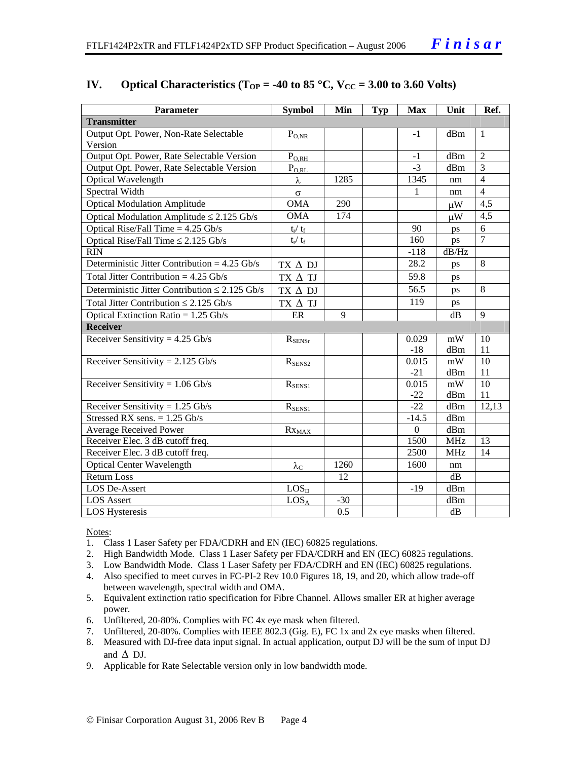## IV. Optical Characteristics ($T_{OP}$ = -40 to 85 °C, $V_{CC}$ = 3.00 to 3.60 Volts)

| Parameter | Symbol | Min | Typ | Max | Unit | Ref. |
|---|---|---|---|---|---|---|
| **Transmitter** | | | | | | |
| Output Opt. Power, Non-Rate Selectable Version | $P_{O,NR}$ | | | -1 | dBm | 1 |
| Output Opt. Power, Rate Selectable Version | $P_{O,RH}$ | | | -1 | dBm | 2 |
| Output Opt. Power, Rate Selectable Version | $P_{O,RL}$ | | | -3 | dBm | 3 |
| Optical Wavelength | $\lambda$ | 1285 | | 1345 | nm | 4 |
| Spectral Width | $\sigma$ | | | 1 | nm | 4 |
| Optical Modulation Amplitude | OMA | 290 | | | μW | 4,5 |
| Optical Modulation Amplitude ≤ 2.125 Gb/s | OMA | 174 | | | μW | 4,5 |
| Optical Rise/Fall Time = 4.25 Gb/s | $t_r$/ $t_f$ | | | 90 | ps | 6 |
| Optical Rise/Fall Time ≤ 2.125 Gb/s | $t_r$/ $t_f$ | | | 160 | ps | 7 |
| RIN | | | | -118 | dB/Hz | |
| Deterministic Jitter Contribution = 4.25 Gb/s | TX Δ DJ | | | 28.2 | ps | 8 |
| Total Jitter Contribution = 4.25 Gb/s | TX Δ TJ | | | 59.8 | ps | |
| Deterministic Jitter Contribution ≤ 2.125 Gb/s | TX Δ DJ | | | 56.5 | ps | 8 |
| Total Jitter Contribution ≤ 2.125 Gb/s | TX Δ TJ | | | 119 | ps | |
| Optical Extinction Ratio = 1.25 Gb/s | ER | 9 | | | dB | 9 |
| **Receiver** | | | | | | |
| Receiver Sensitivity = 4.25 Gb/s | $R_{SENSr}$ | | | 0.029<br>-18 | mW<br>dBm | 10<br>11 |
| Receiver Sensitivity = 2.125 Gb/s | $R_{SENS2}$ | | | 0.015<br>-21 | mW<br>dBm | 10<br>11 |
| Receiver Sensitivity = 1.06 Gb/s | $R_{SENS1}$ | | | 0.015<br>-22 | mW<br>dBm | 10<br>11 |
| Receiver Sensitivity = 1.25 Gb/s | $R_{SENS1}$ | | | -22 | dBm | 12,13 |
| Stressed RX sens. = 1.25 Gb/s | | | | -14.5 | dBm | |
| Average Received Power | $Rx_{MAX}$ | | | 0 | dBm | |
| Receiver Elec. 3 dB cutoff freq. | | | | 1500 | MHz | 13 |
| Receiver Elec. 3 dB cutoff freq. | | | | 2500 | MHz | 14 |
| Optical Center Wavelength | $\lambda_C$ | 1260 | | 1600 | nm | |
| Return Loss | | 12 | | | dB | |
| LOS De-Assert | $LOS_D$ | | | -19 | dBm | |
| LOS Assert | $LOS_A$ | -30 | | | dBm | |
| LOS Hysteresis | | 0.5 | | | dB | |

Notes:

1. Class 1 Laser Safety per FDA/CDRH and EN (IEC) 60825 regulations.
2. High Bandwidth Mode. Class 1 Laser Safety per FDA/CDRH and EN (IEC) 60825 regulations.
3. Low Bandwidth Mode. Class 1 Laser Safety per FDA/CDRH and EN (IEC) 60825 regulations.
4. Also specified to meet curves in FC-PI-2 Rev 10.0 Figures 18, 19, and 20, which allow trade-off between wavelength, spectral width and OMA.
5. Equivalent extinction ratio specification for Fibre Channel. Allows smaller ER at higher average power.
6. Unfiltered, 20-80%. Complies with FC 4x eye mask when filtered.
7. Unfiltered, 20-80%. Complies with IEEE 802.3 (Gig. E), FC 1x and 2x eye masks when filtered.
8. Measured with DJ-free data input signal. In actual application, output DJ will be the sum of input DJ and Δ DJ.
9. Applicable for Rate Selectable version only in low bandwidth mode.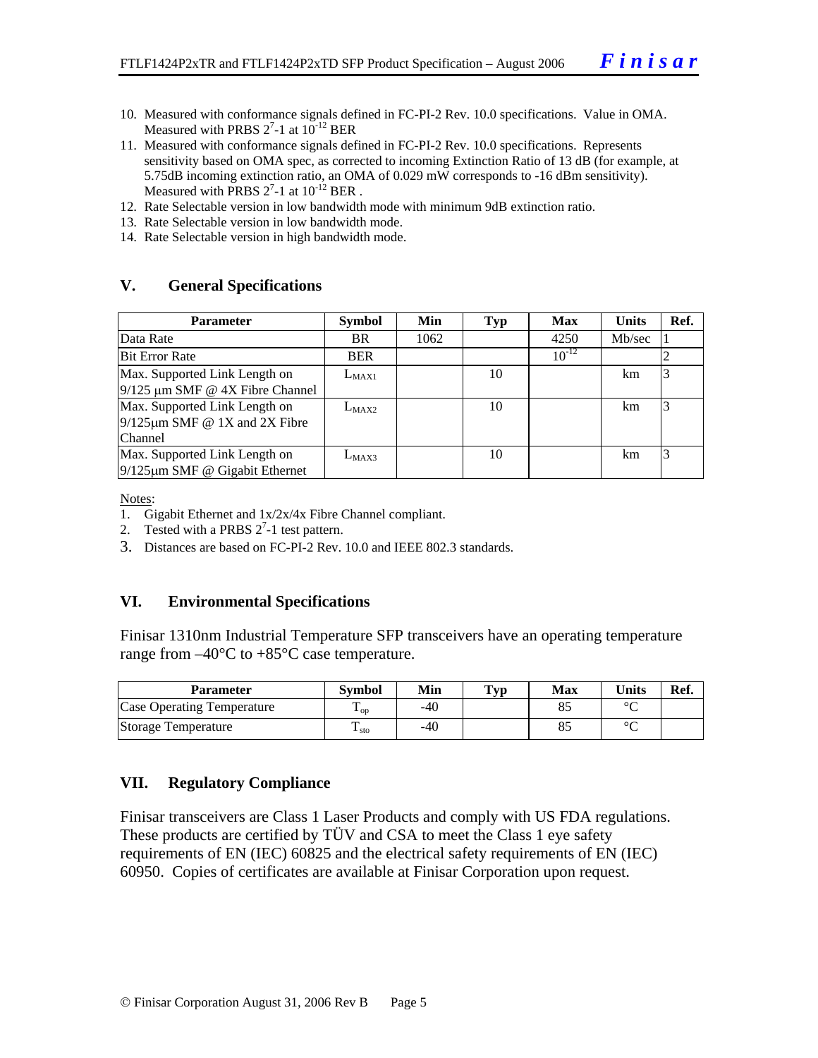10. Measured with conformance signals defined in FC-PI-2 Rev. 10.0 specifications. Value in OMA. Measured with PRBS $2^7$-1 at $10^{-12}$ BER
11. Measured with conformance signals defined in FC-PI-2 Rev. 10.0 specifications. Represents sensitivity based on OMA spec, as corrected to incoming Extinction Ratio of 13 dB (for example, at 5.75dB incoming extinction ratio, an OMA of 0.029 mW corresponds to -16 dBm sensitivity). Measured with PRBS $2^7$-1 at $10^{-12}$ BER .
12. Rate Selectable version in low bandwidth mode with minimum 9dB extinction ratio.
13. Rate Selectable version in low bandwidth mode.
14. Rate Selectable version in high bandwidth mode.

## V. General Specifications

| Parameter | Symbol | Min | Typ | Max | Units | Ref. |
|---|---|---|---|---|---|---|
| Data Rate | BR | 1062 | | 4250 | Mb/sec | 1 |
| Bit Error Rate | BER | | | $10^{-12}$ | | 2 |
| Max. Supported Link Length on 9/125 µm SMF @ 4X Fibre Channel | $L_{MAX1}$ | | 10 | | km | 3 |
| Max. Supported Link Length on 9/125µm SMF @ 1X and 2X Fibre Channel | $L_{MAX2}$ | | 10 | | km | 3 |
| Max. Supported Link Length on 9/125µm SMF @ Gigabit Ethernet | $L_{MAX3}$ | | 10 | | km | 3 |

Notes:
1. Gigabit Ethernet and 1x/2x/4x Fibre Channel compliant.
2. Tested with a PRBS $2^7$-1 test pattern.
3. Distances are based on FC-PI-2 Rev. 10.0 and IEEE 802.3 standards.

## VI. Environmental Specifications

Finisar 1310nm Industrial Temperature SFP transceivers have an operating temperature range from –40°C to +85°C case temperature.

| Parameter | Symbol | Min | Typ | Max | Units | Ref. |
|---|---|---|---|---|---|---|
| Case Operating Temperature | $T_{op}$ | -40 | | 85 | °C | |
| Storage Temperature | $T_{sto}$ | -40 | | 85 | °C | |

## VII. Regulatory Compliance

Finisar transceivers are Class 1 Laser Products and comply with US FDA regulations. These products are certified by TÜV and CSA to meet the Class 1 eye safety requirements of EN (IEC) 60825 and the electrical safety requirements of EN (IEC) 60950. Copies of certificates are available at Finisar Corporation upon request.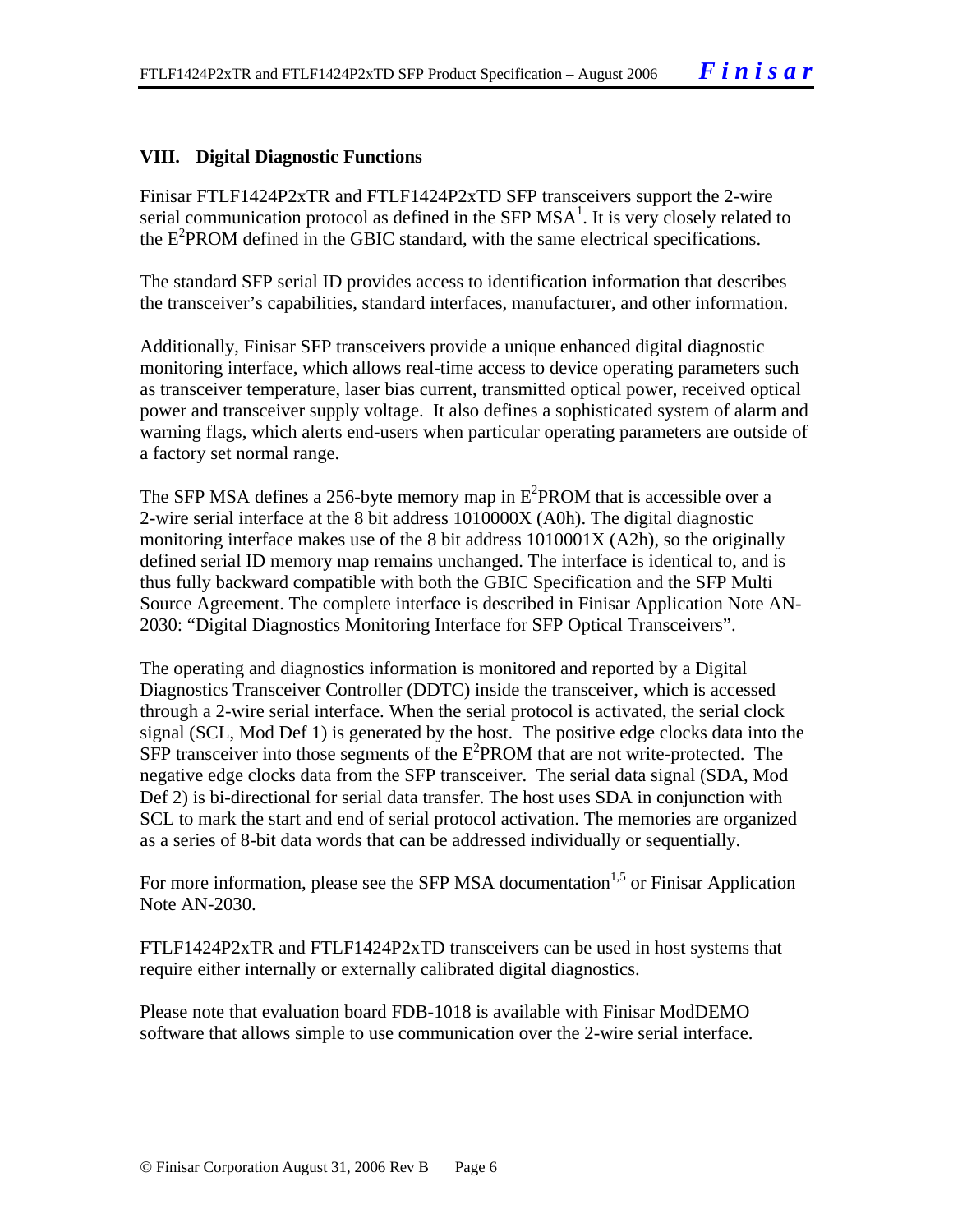## VIII. Digital Diagnostic Functions

Finisar FTLF1424P2xTR and FTLF1424P2xTD SFP transceivers support the 2-wire serial communication protocol as defined in the SFP MSA[1]. It is very closely related to the $E^2$PROM defined in the GBIC standard, with the same electrical specifications.

The standard SFP serial ID provides access to identification information that describes the transceiver's capabilities, standard interfaces, manufacturer, and other information.

Additionally, Finisar SFP transceivers provide a unique enhanced digital diagnostic monitoring interface, which allows real-time access to device operating parameters such as transceiver temperature, laser bias current, transmitted optical power, received optical power and transceiver supply voltage. It also defines a sophisticated system of alarm and warning flags, which alerts end-users when particular operating parameters are outside of a factory set normal range.

The SFP MSA defines a 256-byte memory map in $E^2$PROM that is accessible over a 2-wire serial interface at the 8 bit address 1010000X (A0h). The digital diagnostic monitoring interface makes use of the 8 bit address 1010001X (A2h), so the originally defined serial ID memory map remains unchanged. The interface is identical to, and is thus fully backward compatible with both the GBIC Specification and the SFP Multi Source Agreement. The complete interface is described in Finisar Application Note AN-2030: "Digital Diagnostics Monitoring Interface for SFP Optical Transceivers".

The operating and diagnostics information is monitored and reported by a Digital Diagnostics Transceiver Controller (DDTC) inside the transceiver, which is accessed through a 2-wire serial interface. When the serial protocol is activated, the serial clock signal (SCL, Mod Def 1) is generated by the host. The positive edge clocks data into the SFP transceiver into those segments of the $E^2$PROM that are not write-protected. The negative edge clocks data from the SFP transceiver. The serial data signal (SDA, Mod Def 2) is bi-directional for serial data transfer. The host uses SDA in conjunction with SCL to mark the start and end of serial protocol activation. The memories are organized as a series of 8-bit data words that can be addressed individually or sequentially.

For more information, please see the SFP MSA documentation[1,5] or Finisar Application Note AN-2030.

FTLF1424P2xTR and FTLF1424P2xTD transceivers can be used in host systems that require either internally or externally calibrated digital diagnostics.

Please note that evaluation board FDB-1018 is available with Finisar ModDEMO software that allows simple to use communication over the 2-wire serial interface.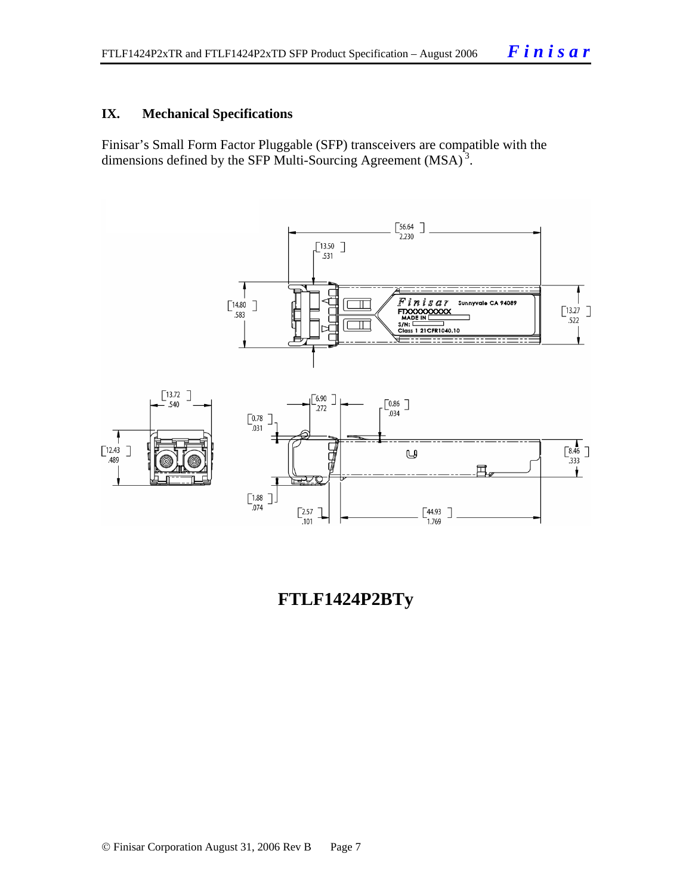## IX. Mechanical Specifications

Finisar's Small Form Factor Pluggable (SFP) transceivers are compatible with the dimensions defined by the SFP Multi-Sourcing Agreement (MSA)[3].

**FTLF1424P2BTy**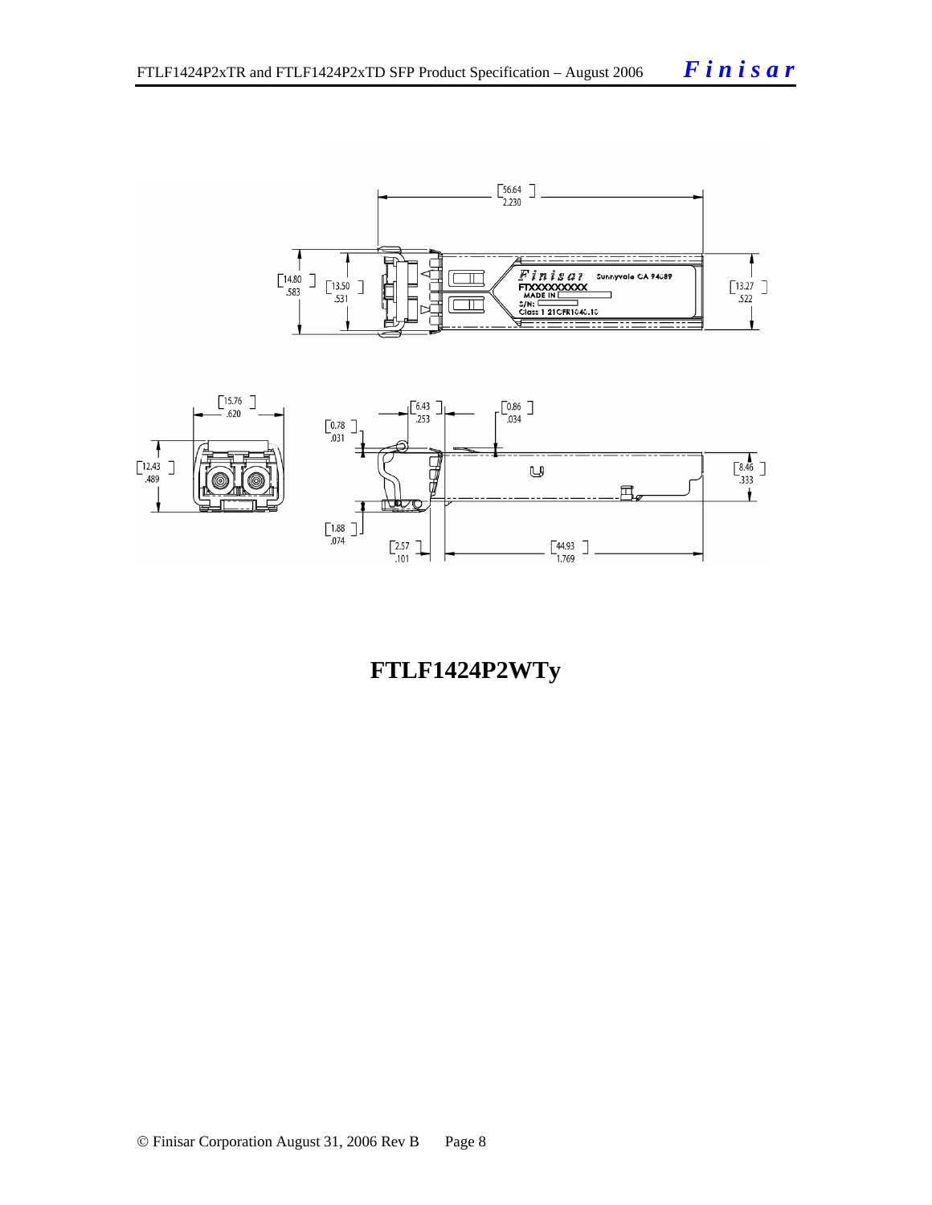FTLF1424P2WTy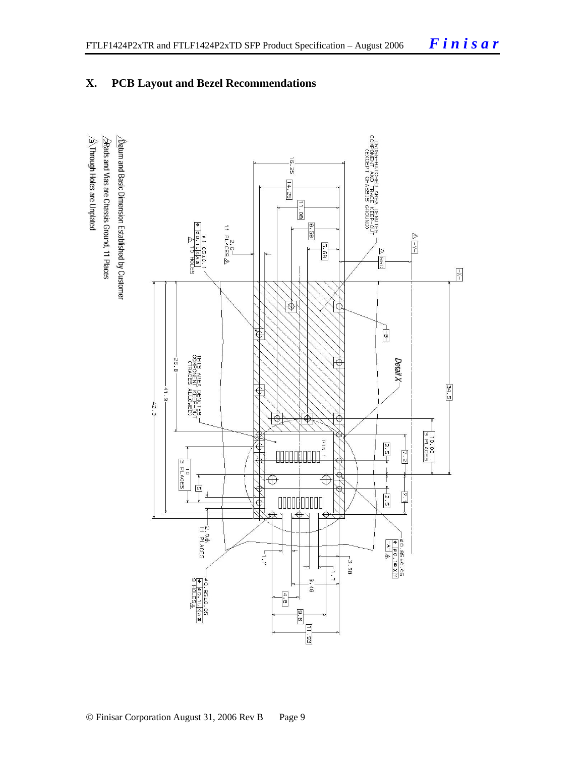## X. PCB Layout and Bezel Recommendations

1. Datum and Basic Dimension Established by Customer
2. Pads and Vias are Chassis Ground, 11 Places
3. Through Holes are Unplated

CROSS-HATCHED AREA DENOTES COMPONENT AND TRACE KEEP-OUT (EXCEPT CHASSIS GROUND)

THIS AREA DENOTES COMPONENT KEEP-OUT (TRACES ALLOWED)

Detail X

PIN 1

16.25, 14.25, 11.08, 8.58, 5.68, 34.5, 10.00 3 PLACES, 2.5, 7.2, 7.1, 2.5, 26.8, 41.3, 42.3, 10 3 PLACES, 5, 2.0 11 PLACES, 1.7, 3.68, 1.7, 8.48, 4.8, 9.6, 11.93

ø1.05±0.1 ⌀0.1 X A — 4 HOLES

ø0.85±0.05 ⌀0.1 X Y

ø0.95±0.05 ⌀0.1 X A — 9 HOLES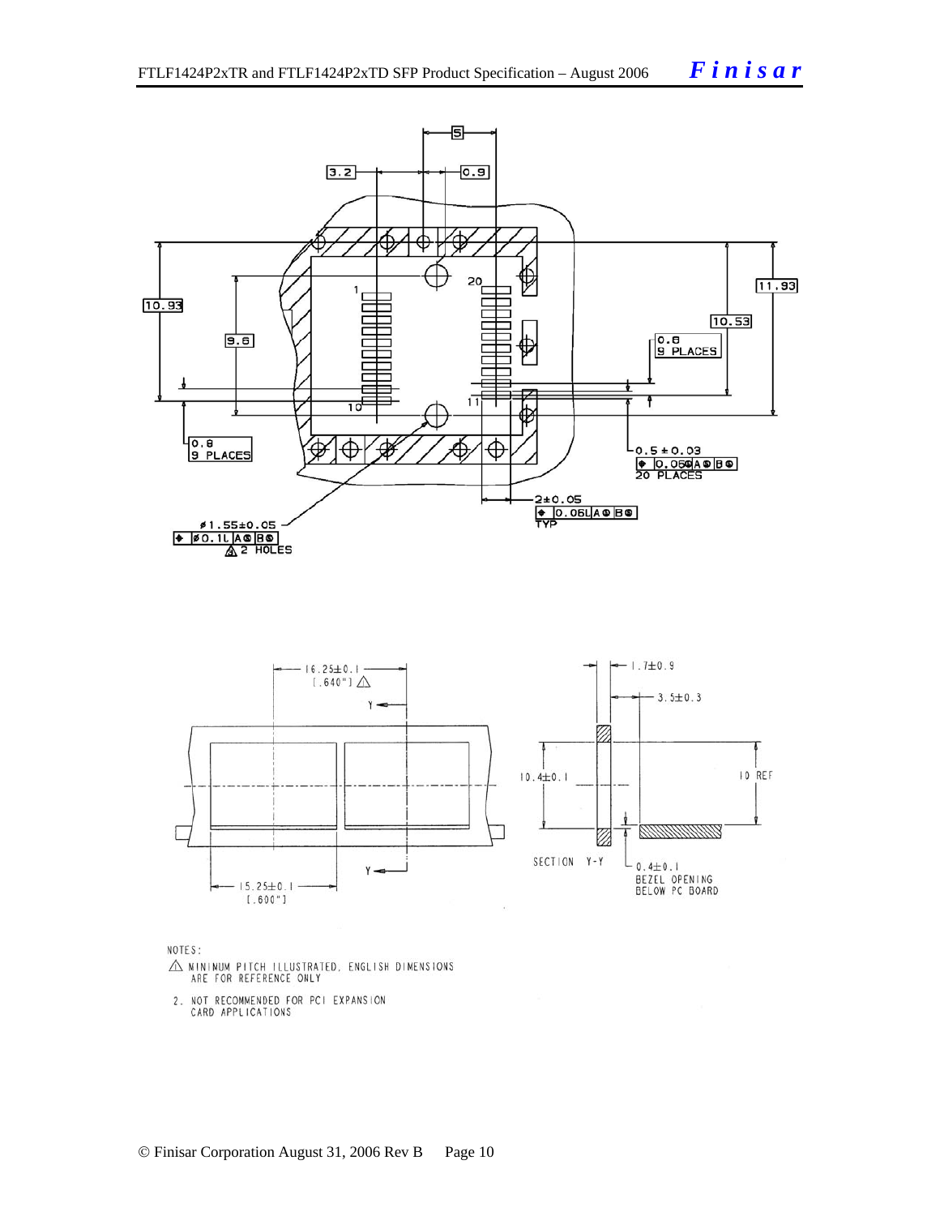NOTES:

1. MINIMUM PITCH ILLUSTRATED, ENGLISH DIMENSIONS ARE FOR REFERENCE ONLY
2. NOT RECOMMENDED FOR PCI EXPANSION CARD APPLICATIONS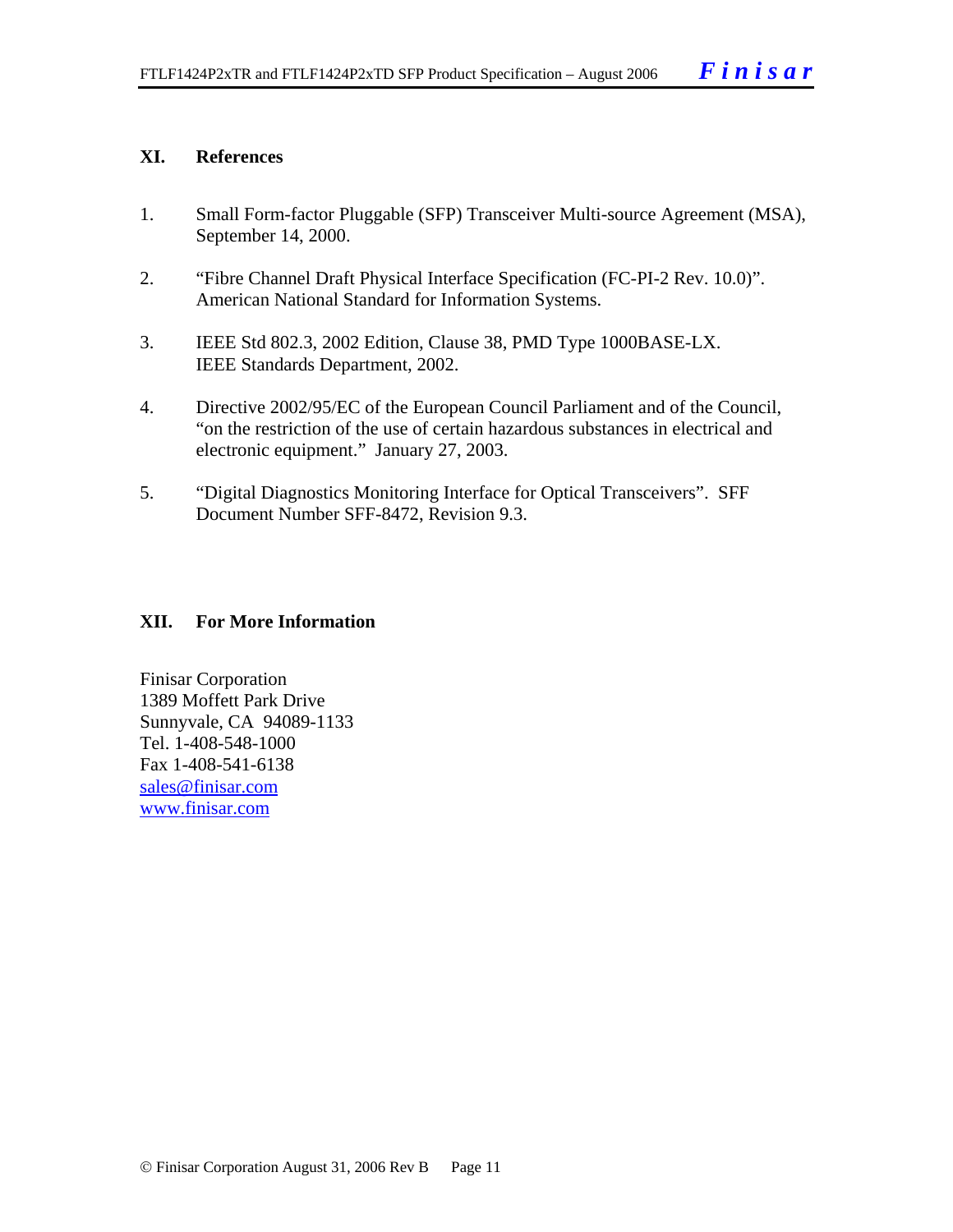## XI. References

1. Small Form-factor Pluggable (SFP) Transceiver Multi-source Agreement (MSA), September 14, 2000.

2. "Fibre Channel Draft Physical Interface Specification (FC-PI-2 Rev. 10.0)". American National Standard for Information Systems.

3. IEEE Std 802.3, 2002 Edition, Clause 38, PMD Type 1000BASE-LX. IEEE Standards Department, 2002.

4. Directive 2002/95/EC of the European Council Parliament and of the Council, "on the restriction of the use of certain hazardous substances in electrical and electronic equipment." January 27, 2003.

5. "Digital Diagnostics Monitoring Interface for Optical Transceivers". SFF Document Number SFF-8472, Revision 9.3.

## XII. For More Information

Finisar Corporation
1389 Moffett Park Drive
Sunnyvale, CA 94089-1133
Tel. 1-408-548-1000
Fax 1-408-541-6138
sales@finisar.com
www.finisar.com